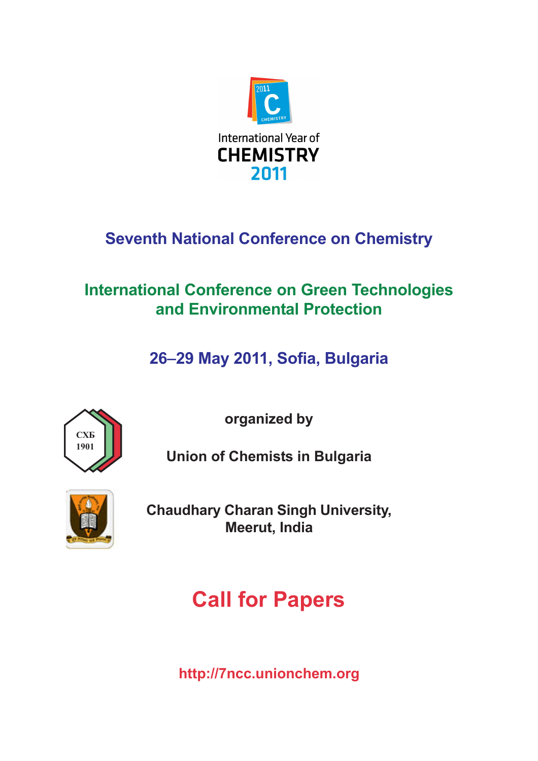International Year of
CHEMISTRY
2011

# Seventh National Conference on Chemistry

## International Conference on Green Technologies and Environmental Protection

### 26–29 May 2011, Sofia, Bulgaria

СХБ
1901

**organized by**

**Union of Chemists in Bulgaria**

**Chaudhary Charan Singh University, Meerut, India**

# Call for Papers

http://7ncc.unionchem.org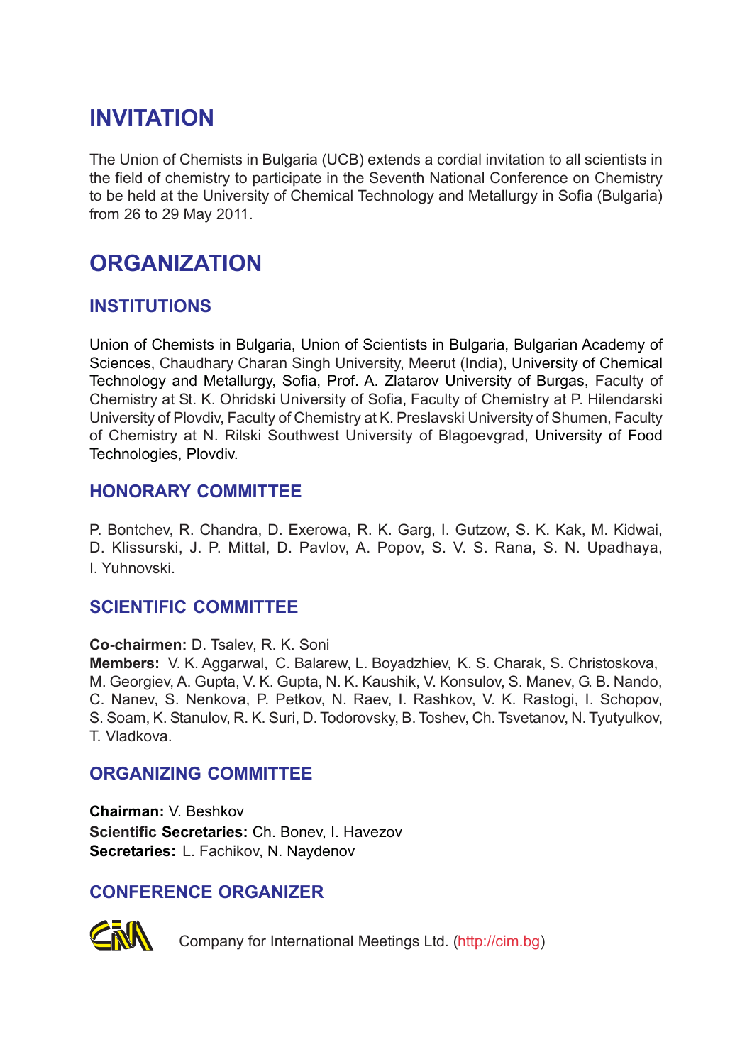# INVITATION

The Union of Chemists in Bulgaria (UCB) extends a cordial invitation to all scientists in the field of chemistry to participate in the Seventh National Conference on Chemistry to be held at the University of Chemical Technology and Metallurgy in Sofia (Bulgaria) from 26 to 29 May 2011.

# ORGANIZATION

## INSTITUTIONS

Union of Chemists in Bulgaria, Union of Scientists in Bulgaria, Bulgarian Academy of Sciences, Chaudhary Charan Singh University, Meerut (India), University of Chemical Technology and Metallurgy, Sofia, Prof. A. Zlatarov University of Burgas, Faculty of Chemistry at St. K. Ohridski University of Sofia, Faculty of Chemistry at P. Hilendarski University of Plovdiv, Faculty of Chemistry at K. Preslavski University of Shumen, Faculty of Chemistry at N. Rilski Southwest University of Blagoevgrad, University of Food Technologies, Plovdiv.

## HONORARY COMMITTEE

P. Bontchev, R. Chandra, D. Exerowa, R. K. Garg, I. Gutzow, S. K. Kak, M. Kidwai, D. Klissurski, J. P. Mittal, D. Pavlov, A. Popov, S. V. S. Rana, S. N. Upadhaya, I. Yuhnovski.

## SCIENTIFIC COMMITTEE

**Co-chairmen:** D. Tsalev, R. K. Soni
**Members:** V. K. Aggarwal, C. Balarew, L. Boyadzhiev, K. S. Charak, S. Christoskova, M. Georgiev, A. Gupta, V. K. Gupta, N. K. Kaushik, V. Konsulov, S. Manev, G. B. Nando, C. Nanev, S. Nenkova, P. Petkov, N. Raev, I. Rashkov, V. K. Rastogi, I. Schopov, S. Soam, K. Stanulov, R. K. Suri, D. Todorovsky, B. Toshev, Ch. Tsvetanov, N. Tyutyulkov, T. Vladkova.

## ORGANIZING COMMITTEE

**Chairman:** V. Beshkov
**Scientific Secretaries:** Ch. Bonev, I. Havezov
**Secretaries:** L. Fachikov, N. Naydenov

## CONFERENCE ORGANIZER

Company for International Meetings Ltd. (http://cim.bg)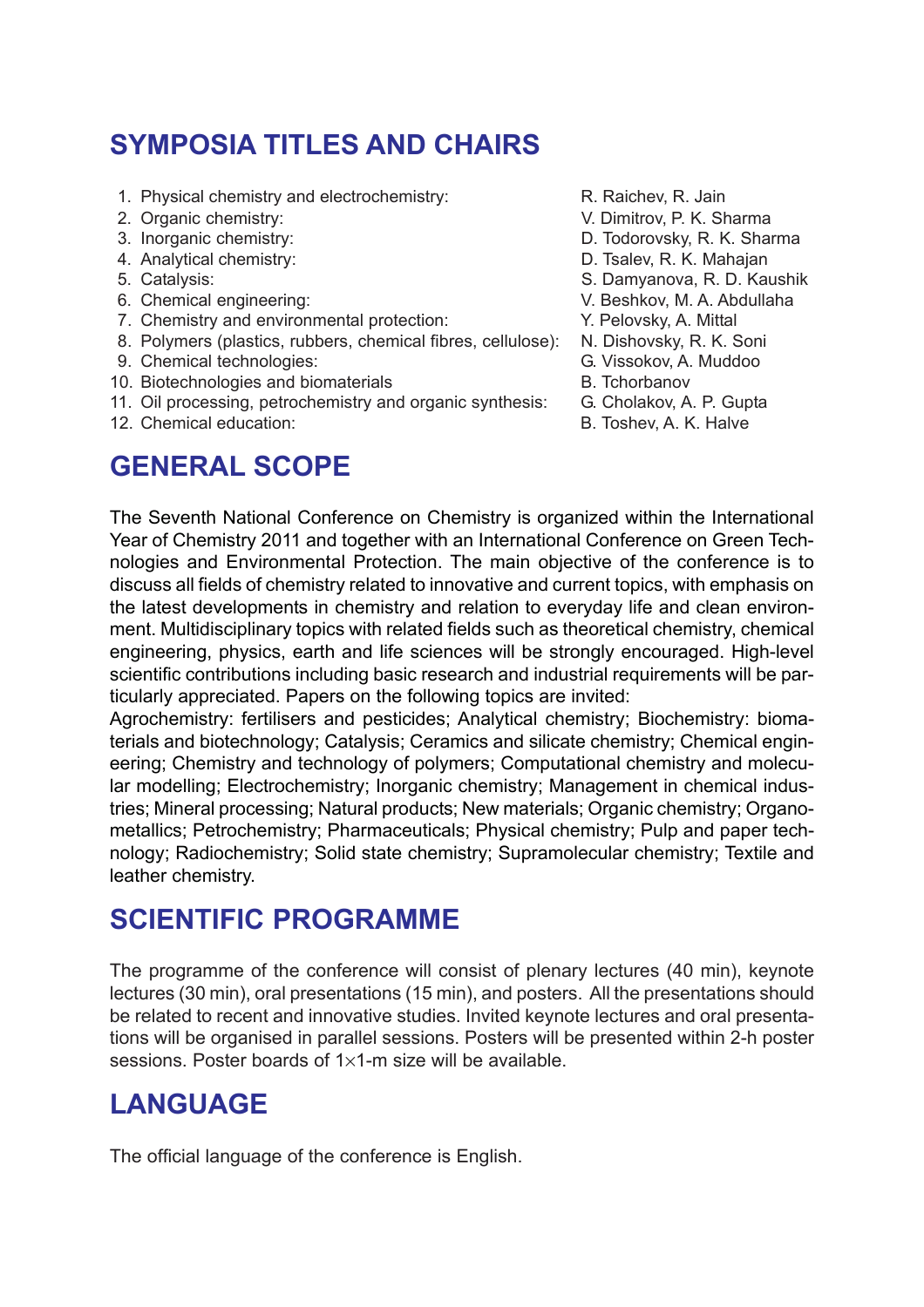## SYMPOSIA TITLES AND CHAIRS

1. Physical chemistry and electrochemistry: R. Raichev, R. Jain
2. Organic chemistry: V. Dimitrov, P. K. Sharma
3. Inorganic chemistry: D. Todorovsky, R. K. Sharma
4. Analytical chemistry: D. Tsalev, R. K. Mahajan
5. Catalysis: S. Damyanova, R. D. Kaushik
6. Chemical engineering: V. Beshkov, M. A. Abdullaha
7. Chemistry and environmental protection: Y. Pelovsky, A. Mittal
8. Polymers (plastics, rubbers, chemical fibres, cellulose): N. Dishovsky, R. K. Soni
9. Chemical technologies: G. Vissokov, A. Muddoo
10. Biotechnologies and biomaterials B. Tchorbanov
11. Oil processing, petrochemistry and organic synthesis: G. Cholakov, A. P. Gupta
12. Chemical education: B. Toshev, A. K. Halve

## GENERAL SCOPE

The Seventh National Conference on Chemistry is organized within the International Year of Chemistry 2011 and together with an International Conference on Green Technologies and Environmental Protection. The main objective of the conference is to discuss all fields of chemistry related to innovative and current topics, with emphasis on the latest developments in chemistry and relation to everyday life and clean environment. Multidisciplinary topics with related fields such as theoretical chemistry, chemical engineering, physics, earth and life sciences will be strongly encouraged. High-level scientific contributions including basic research and industrial requirements will be particularly appreciated. Papers on the following topics are invited:
Agrochemistry: fertilisers and pesticides; Analytical chemistry; Biochemistry: biomaterials and biotechnology; Catalysis; Ceramics and silicate chemistry; Chemical engineering; Chemistry and technology of polymers; Computational chemistry and molecular modelling; Electrochemistry; Inorganic chemistry; Management in chemical industries; Mineral processing; Natural products; New materials; Organic chemistry; Organometallics; Petrochemistry; Pharmaceuticals; Physical chemistry; Pulp and paper technology; Radiochemistry; Solid state chemistry; Supramolecular chemistry; Textile and leather chemistry.

## SCIENTIFIC PROGRAMME

The programme of the conference will consist of plenary lectures (40 min), keynote lectures (30 min), oral presentations (15 min), and posters. All the presentations should be related to recent and innovative studies. Invited keynote lectures and oral presentations will be organised in parallel sessions. Posters will be presented within 2-h poster sessions. Poster boards of $1 \times 1$-m size will be available.

## LANGUAGE

The official language of the conference is English.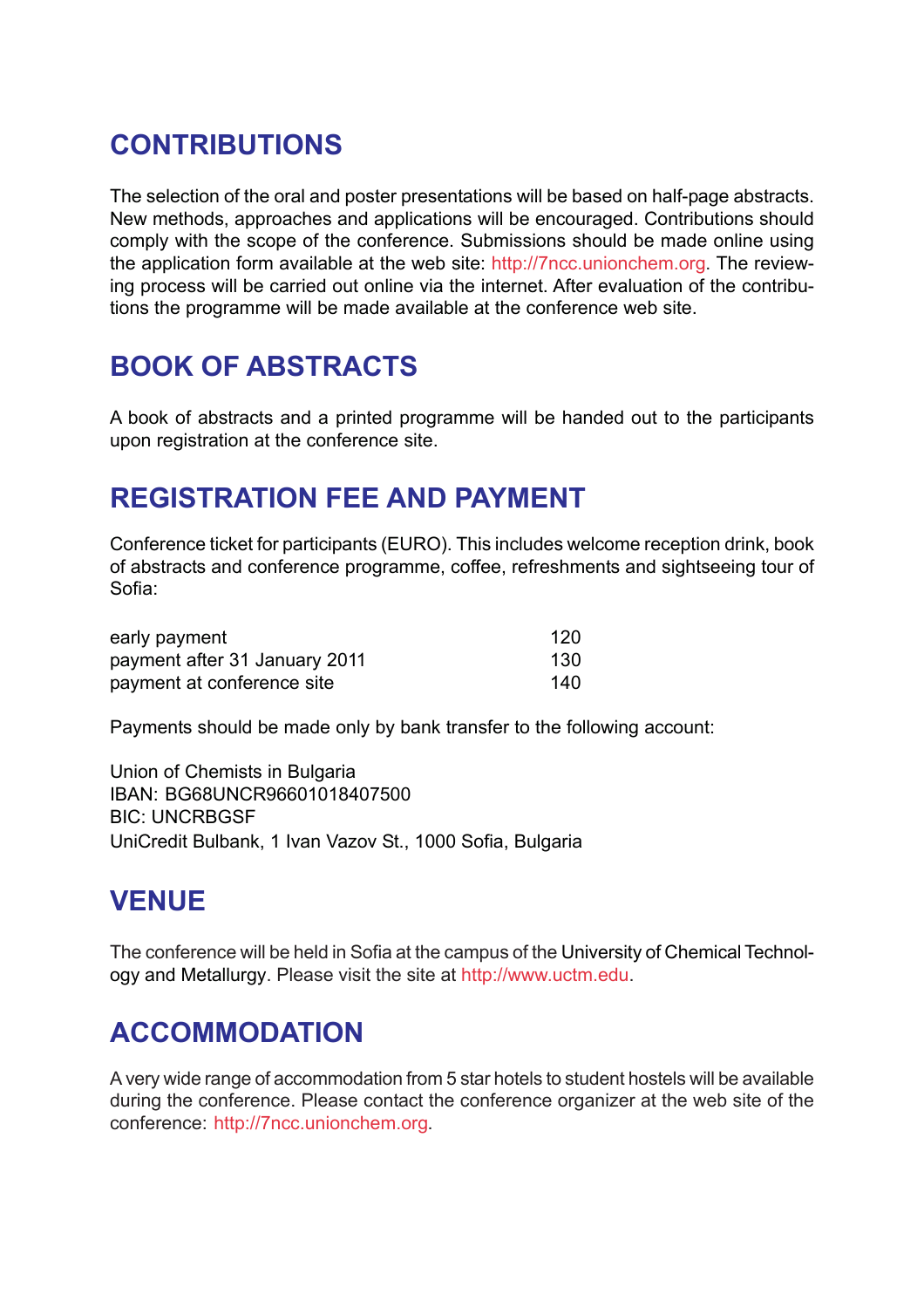## CONTRIBUTIONS

The selection of the oral and poster presentations will be based on half-page abstracts. New methods, approaches and applications will be encouraged. Contributions should comply with the scope of the conference. Submissions should be made online using the application form available at the web site: http://7ncc.unionchem.org. The reviewing process will be carried out online via the internet. After evaluation of the contributions the programme will be made available at the conference web site.

## BOOK OF ABSTRACTS

A book of abstracts and a printed programme will be handed out to the participants upon registration at the conference site.

## REGISTRATION FEE AND PAYMENT

Conference ticket for participants (EURO). This includes welcome reception drink, book of abstracts and conference programme, coffee, refreshments and sightseeing tour of Sofia:

| | |
|---|---|
| early payment | 120 |
| payment after 31 January 2011 | 130 |
| payment at conference site | 140 |

Payments should be made only by bank transfer to the following account:

Union of Chemists in Bulgaria
IBAN: BG68UNCR96601018407500
BIC: UNCRBGSF
UniCredit Bulbank, 1 Ivan Vazov St., 1000 Sofia, Bulgaria

## VENUE

The conference will be held in Sofia at the campus of the University of Chemical Technology and Metallurgy. Please visit the site at http://www.uctm.edu.

## ACCOMMODATION

A very wide range of accommodation from 5 star hotels to student hostels will be available during the conference. Please contact the conference organizer at the web site of the conference: http://7ncc.unionchem.org.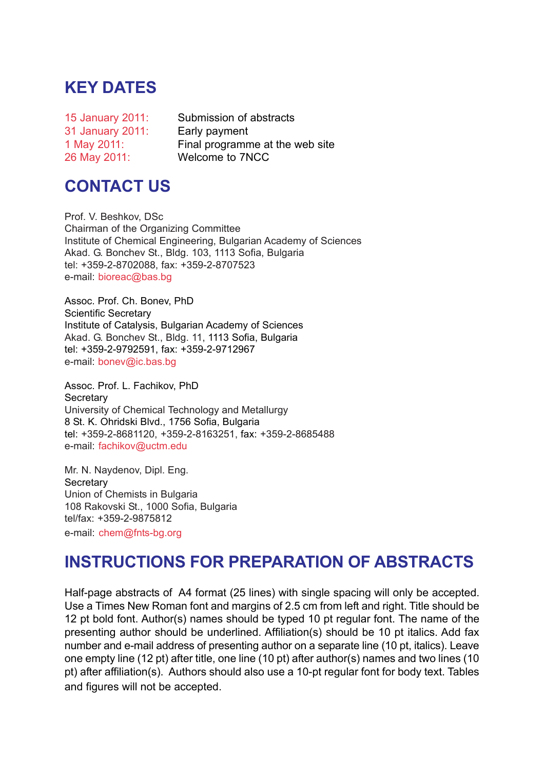## KEY DATES

| | |
|---|---|
| 15 January 2011: | Submission of abstracts |
| 31 January 2011: | Early payment |
| 1 May 2011: | Final programme at the web site |
| 26 May 2011: | Welcome to 7NCC |

## CONTACT US

Prof. V. Beshkov, DSc  
Chairman of the Organizing Committee  
Institute of Chemical Engineering, Bulgarian Academy of Sciences  
Akad. G. Bonchev St., Bldg. 103, 1113 Sofia, Bulgaria  
tel: +359-2-8702088, fax: +359-2-8707523  
e-mail: bioreac@bas.bg

Assoc. Prof. Ch. Bonev, PhD  
Scientific Secretary  
Institute of Catalysis, Bulgarian Academy of Sciences  
Akad. G. Bonchev St., Bldg. 11, 1113 Sofia, Bulgaria  
tel: +359-2-9792591, fax: +359-2-9712967  
e-mail: bonev@ic.bas.bg

Assoc. Prof. L. Fachikov, PhD  
Secretary  
University of Chemical Technology and Metallurgy  
8 St. K. Ohridski Blvd., 1756 Sofia, Bulgaria  
tel: +359-2-8681120, +359-2-8163251, fax: +359-2-8685488  
e-mail: fachikov@uctm.edu

Mr. N. Naydenov, Dipl. Eng.  
Secretary  
Union of Chemists in Bulgaria  
108 Rakovski St., 1000 Sofia, Bulgaria  
tel/fax: +359-2-9875812  
e-mail: chem@fnts-bg.org

## INSTRUCTIONS FOR PREPARATION OF ABSTRACTS

Half-page abstracts of A4 format (25 lines) with single spacing will only be accepted. Use a Times New Roman font and margins of 2.5 cm from left and right. Title should be 12 pt bold font. Author(s) names should be typed 10 pt regular font. The name of the presenting author should be underlined. Affiliation(s) should be 10 pt italics. Add fax number and e-mail address of presenting author on a separate line (10 pt, italics). Leave one empty line (12 pt) after title, one line (10 pt) after author(s) names and two lines (10 pt) after affiliation(s). Authors should also use a 10-pt regular font for body text. Tables and figures will not be accepted.